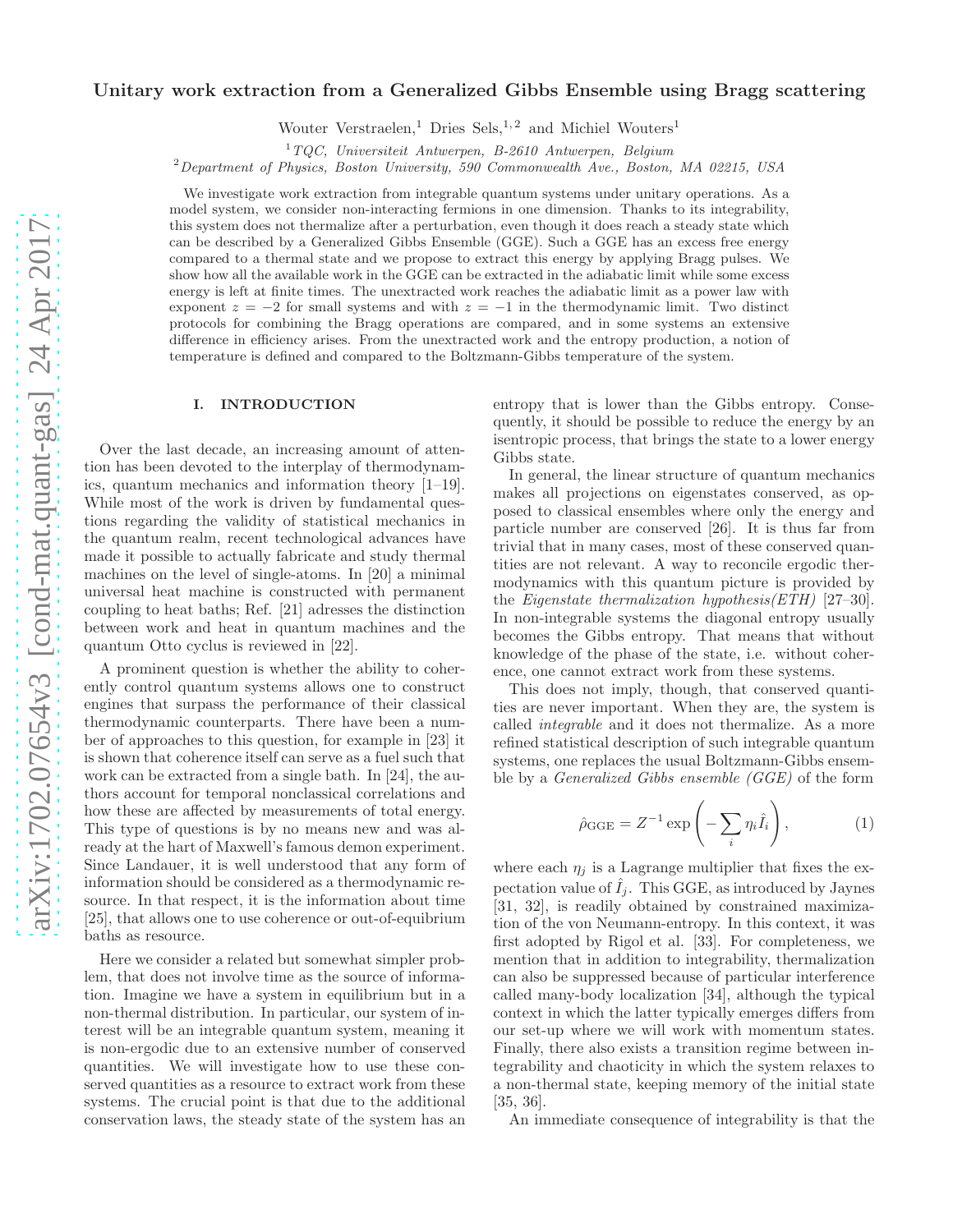# Unitary work extraction from a Generalized Gibbs Ensemble using Bragg scattering

Wouter Verstraelen,[1] Dries Sels,[1,2] and Michiel Wouters[1]

[1] *TQC, Universiteit Antwerpen, B-2610 Antwerpen, Belgium*
[2] *Department of Physics, Boston University, 590 Commonwealth Ave., Boston, MA 02215, USA*

We investigate work extraction from integrable quantum systems under unitary operations. As a model system, we consider non-interacting fermions in one dimension. Thanks to its integrability, this system does not thermalize after a perturbation, even though it does reach a steady state which can be described by a Generalized Gibbs Ensemble (GGE). Such a GGE has an excess free energy compared to a thermal state and we propose to extract this energy by applying Bragg pulses. We show how all the available work in the GGE can be extracted in the adiabatic limit while some excess energy is left at finite times. The unextracted work reaches the adiabatic limit as a power law with exponent $z = -2$ for small systems and with $z = -1$ in the thermodynamic limit. Two distinct protocols for combining the Bragg operations are compared, and in some systems an extensive difference in efficiency arises. From the unextracted work and the entropy production, a notion of temperature is defined and compared to the Boltzmann-Gibbs temperature of the system.

## I. INTRODUCTION

Over the last decade, an increasing amount of attention has been devoted to the interplay of thermodynamics, quantum mechanics and information theory [1–19]. While most of the work is driven by fundamental questions regarding the validity of statistical mechanics in the quantum realm, recent technological advances have made it possible to actually fabricate and study thermal machines on the level of single-atoms. In [20] a minimal universal heat machine is constructed with permanent coupling to heat baths; Ref. [21] adresses the distinction between work and heat in quantum machines and the quantum Otto cyclus is reviewed in [22].

A prominent question is whether the ability to coherently control quantum systems allows one to construct engines that surpass the performance of their classical thermodynamic counterparts. There have been a number of approaches to this question, for example in [23] it is shown that coherence itself can serve as a fuel such that work can be extracted from a single bath. In [24], the authors account for temporal nonclassical correlations and how these are affected by measurements of total energy. This type of questions is by no means new and was already at the hart of Maxwell's famous demon experiment. Since Landauer, it is well understood that any form of information should be considered as a thermodynamic resource. In that respect, it is the information about time [25], that allows one to use coherence or out-of-equibrium baths as resource.

Here we consider a related but somewhat simpler problem, that does not involve time as the source of information. Imagine we have a system in equilibrium but in a non-thermal distribution. In particular, our system of interest will be an integrable quantum system, meaning it is non-ergodic due to an extensive number of conserved quantities. We will investigate how to use these conserved quantities as a resource to extract work from these systems. The crucial point is that due to the additional conservation laws, the steady state of the system has an entropy that is lower than the Gibbs entropy. Consequently, it should be possible to reduce the energy by an isentropic process, that brings the state to a lower energy Gibbs state.

In general, the linear structure of quantum mechanics makes all projections on eigenstates conserved, as opposed to classical ensembles where only the energy and particle number are conserved [26]. It is thus far from trivial that in many cases, most of these conserved quantities are not relevant. A way to reconcile ergodic thermodynamics with this quantum picture is provided by the *Eigenstate thermalization hypothesis(ETH)* [27–30]. In non-integrable systems the diagonal entropy usually becomes the Gibbs entropy. That means that without knowledge of the phase of the state, i.e. without coherence, one cannot extract work from these systems.

This does not imply, though, that conserved quantities are never important. When they are, the system is called *integrable* and it does not thermalize. As a more refined statistical description of such integrable quantum systems, one replaces the usual Boltzmann-Gibbs ensemble by a *Generalized Gibbs ensemble (GGE)* of the form

$$\hat{\rho}_{\mathrm{GGE}} = Z^{-1} \exp\left(-\sum_i \eta_i \hat{I}_i\right), \tag{1}$$

where each $\eta_j$ is a Lagrange multiplier that fixes the expectation value of $\hat{I}_j$. This GGE, as introduced by Jaynes [31, 32], is readily obtained by constrained maximization of the von Neumann-entropy. In this context, it was first adopted by Rigol et al. [33]. For completeness, we mention that in addition to integrability, thermalization can also be suppressed because of particular interference called many-body localization [34], although the typical context in which the latter typically emerges differs from our set-up where we will work with momentum states. Finally, there also exists a transition regime between integrability and chaoticity in which the system relaxes to a non-thermal state, keeping memory of the initial state [35, 36].

An immediate consequence of integrability is that the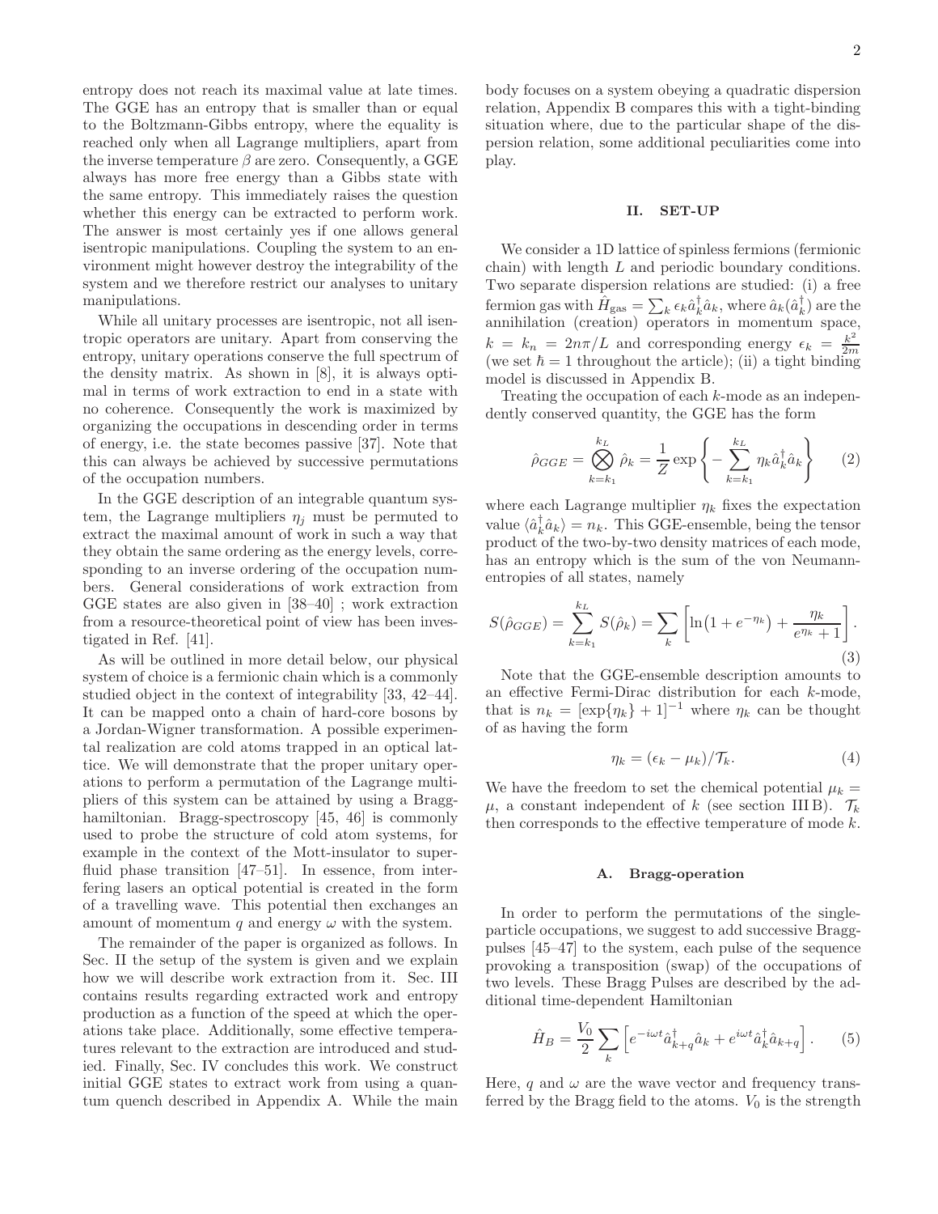entropy does not reach its maximal value at late times. The GGE has an entropy that is smaller than or equal to the Boltzmann-Gibbs entropy, where the equality is reached only when all Lagrange multipliers, apart from the inverse temperature $\beta$ are zero. Consequently, a GGE always has more free energy than a Gibbs state with the same entropy. This immediately raises the question whether this energy can be extracted to perform work. The answer is most certainly yes if one allows general isentropic manipulations. Coupling the system to an environment might however destroy the integrability of the system and we therefore restrict our analyses to unitary manipulations.

While all unitary processes are isentropic, not all isentropic operators are unitary. Apart from conserving the entropy, unitary operations conserve the full spectrum of the density matrix. As shown in [8], it is always optimal in terms of work extraction to end in a state with no coherence. Consequently the work is maximized by organizing the occupations in descending order in terms of energy, i.e. the state becomes passive [37]. Note that this can always be achieved by successive permutations of the occupation numbers.

In the GGE description of an integrable quantum system, the Lagrange multipliers $\eta_j$ must be permuted to extract the maximal amount of work in such a way that they obtain the same ordering as the energy levels, corresponding to an inverse ordering of the occupation numbers. General considerations of work extraction from GGE states are also given in [38–40] ; work extraction from a resource-theoretical point of view has been investigated in Ref. [41].

As will be outlined in more detail below, our physical system of choice is a fermionic chain which is a commonly studied object in the context of integrability [33, 42–44]. It can be mapped onto a chain of hard-core bosons by a Jordan-Wigner transformation. A possible experimental realization are cold atoms trapped in an optical lattice. We will demonstrate that the proper unitary operations to perform a permutation of the Lagrange multipliers of this system can be attained by using a Bragg-hamiltonian. Bragg-spectroscopy [45, 46] is commonly used to probe the structure of cold atom systems, for example in the context of the Mott-insulator to superfluid phase transition [47–51]. In essence, from interfering lasers an optical potential is created in the form of a travelling wave. This potential then exchanges an amount of momentum $q$ and energy $\omega$ with the system.

The remainder of the paper is organized as follows. In Sec. II the setup of the system is given and we explain how we will describe work extraction from it. Sec. III contains results regarding extracted work and entropy production as a function of the speed at which the operations take place. Additionally, some effective temperatures relevant to the extraction are introduced and studied. Finally, Sec. IV concludes this work. We construct initial GGE states to extract work from using a quantum quench described in Appendix A. While the main body focuses on a system obeying a quadratic dispersion relation, Appendix B compares this with a tight-binding situation where, due to the particular shape of the dispersion relation, some additional peculiarities come into play.

## II. SET-UP

We consider a 1D lattice of spinless fermions (fermionic chain) with length $L$ and periodic boundary conditions. Two separate dispersion relations are studied: (i) a free fermion gas with $\hat{H}_{\text{gas}} = \sum_k \epsilon_k \hat{a}_k^\dagger \hat{a}_k$, where $\hat{a}_k(\hat{a}_k^\dagger)$ are the annihilation (creation) operators in momentum space, $k = k_n = 2n\pi/L$ and corresponding energy $\epsilon_k = \frac{k^2}{2m}$ (we set $\hbar = 1$ throughout the article); (ii) a tight binding model is discussed in Appendix B.

Treating the occupation of each $k$-mode as an independently conserved quantity, the GGE has the form

$$\hat{\rho}_{GGE} = \bigotimes_{k=k_1}^{k_L} \hat{\rho}_k = \frac{1}{Z} \exp\left\{ -\sum_{k=k_1}^{k_L} \eta_k \hat{a}_k^\dagger \hat{a}_k \right\} \tag{2}$$

where each Lagrange multiplier $\eta_k$ fixes the expectation value $\langle \hat{a}_k^\dagger \hat{a}_k \rangle = n_k$. This GGE-ensemble, being the tensor product of the two-by-two density matrices of each mode, has an entropy which is the sum of the von Neumann-entropies of all states, namely

$$S(\hat{\rho}_{GGE}) = \sum_{k=k_1}^{k_L} S(\hat{\rho}_k) = \sum_k \left[ \ln\left(1 + e^{-\eta_k}\right) + \frac{\eta_k}{e^{\eta_k} + 1} \right]. \tag{3}$$

Note that the GGE-ensemble description amounts to an effective Fermi-Dirac distribution for each $k$-mode, that is $n_k = [\exp\{\eta_k\} + 1]^{-1}$ where $\eta_k$ can be thought of as having the form

$$\eta_k = (\epsilon_k - \mu_k)/\mathcal{T}_k. \tag{4}$$

We have the freedom to set the chemical potential $\mu_k = \mu$, a constant independent of $k$ (see section III B). $\mathcal{T}_k$ then corresponds to the effective temperature of mode $k$.

### A. Bragg-operation

In order to perform the permutations of the single-particle occupations, we suggest to add successive Bragg-pulses [45–47] to the system, each pulse of the sequence provoking a transposition (swap) of the occupations of two levels. These Bragg Pulses are described by the additional time-dependent Hamiltonian

$$\hat{H}_B = \frac{V_0}{2} \sum_k \left[ e^{-i\omega t} \hat{a}_{k+q}^\dagger \hat{a}_k + e^{i\omega t} \hat{a}_k^\dagger \hat{a}_{k+q} \right]. \tag{5}$$

Here, $q$ and $\omega$ are the wave vector and frequency transferred by the Bragg field to the atoms. $V_0$ is the strength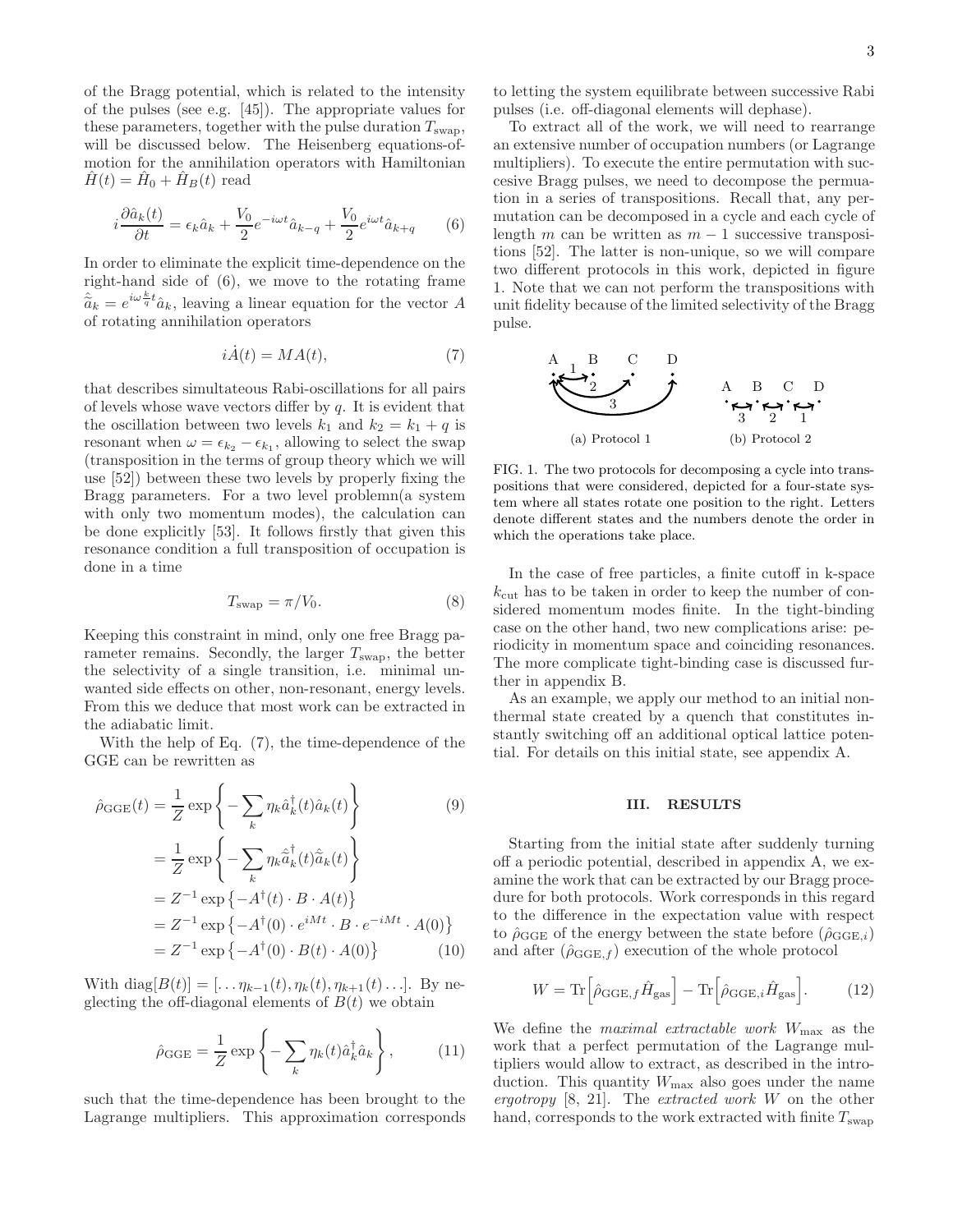of the Bragg potential, which is related to the intensity of the pulses (see e.g. [45]). The appropriate values for these parameters, together with the pulse duration $T_{\rm swap}$, will be discussed below. The Heisenberg equations-of-motion for the annihilation operators with Hamiltonian $\hat{H}(t) = \hat{H}_0 + \hat{H}_B(t)$ read

$$i\frac{\partial \hat{a}_k(t)}{\partial t} = \epsilon_k \hat{a}_k + \frac{V_0}{2}e^{-i\omega t}\hat{a}_{k-q} + \frac{V_0}{2}e^{i\omega t}\hat{a}_{k+q} \tag{6}$$

In order to eliminate the explicit time-dependence on the right-hand side of (6), we move to the rotating frame $\tilde{\hat{a}}_k = e^{i\omega\frac{k}{q}t}\hat{a}_k$, leaving a linear equation for the vector $A$ of rotating annihilation operators

$$i\dot{A}(t) = MA(t), \tag{7}$$

that describes simultateous Rabi-oscillations for all pairs of levels whose wave vectors differ by $q$. It is evident that the oscillation between two levels $k_1$ and $k_2 = k_1 + q$ is resonant when $\omega = \epsilon_{k_2} - \epsilon_{k_1}$, allowing to select the swap (transposition in the terms of group theory which we will use [52]) between these two levels by properly fixing the Bragg parameters. For a two level problemn(a system with only two momentum modes), the calculation can be done explicitly [53]. It follows firstly that given this resonance condition a full transposition of occupation is done in a time

$$T_{\rm swap} = \pi/V_0. \tag{8}$$

Keeping this constraint in mind, only one free Bragg parameter remains. Secondly, the larger $T_{\rm swap}$, the better the selectivity of a single transition, i.e. minimal unwanted side effects on other, non-resonant, energy levels. From this we deduce that most work can be extracted in the adiabatic limit.

With the help of Eq. (7), the time-dependence of the GGE can be rewritten as

$$\begin{aligned}
\hat{\rho}_{\rm GGE}(t) &= \frac{1}{Z}\exp\left\{-\sum_k \eta_k \hat{a}_k^\dagger(t)\hat{a}_k(t)\right\} \qquad (9)\\
&= \frac{1}{Z}\exp\left\{-\sum_k \eta_k \tilde{\hat{a}}_k^\dagger(t)\tilde{\hat{a}}_k(t)\right\}\\
&= Z^{-1}\exp\left\{-A^\dagger(t)\cdot B\cdot A(t)\right\}\\
&= Z^{-1}\exp\left\{-A^\dagger(0)\cdot e^{iMt}\cdot B\cdot e^{-iMt}\cdot A(0)\right\}\\
&= Z^{-1}\exp\left\{-A^\dagger(0)\cdot B(t)\cdot A(0)\right\} \qquad (10)
\end{aligned}$$

With $\mathrm{diag}[B(t)] = [\ldots\eta_{k-1}(t), \eta_k(t), \eta_{k+1}(t)\ldots]$. By neglecting the off-diagonal elements of $B(t)$ we obtain

$$\hat{\rho}_{\rm GGE} = \frac{1}{Z}\exp\left\{-\sum_k \eta_k(t)\hat{a}_k^\dagger\hat{a}_k\right\}, \tag{11}$$

such that the time-dependence has been brought to the Lagrange multipliers. This approximation corresponds to letting the system equilibrate between successive Rabi pulses (i.e. off-diagonal elements will dephase).

To extract all of the work, we will need to rearrange an extensive number of occupation numbers (or Lagrange multipliers). To execute the entire permutation with succesive Bragg pulses, we need to decompose the permuation in a series of transpositions. Recall that, any permutation can be decomposed in a cycle and each cycle of length $m$ can be written as $m-1$ successive transpositions [52]. The latter is non-unique, so we will compare two different protocols in this work, depicted in figure 1. Note that we can not perform the transpositions with unit fidelity because of the limited selectivity of the Bragg pulse.

(a) Protocol 1 (b) Protocol 2

FIG. 1. The two protocols for decomposing a cycle into transpositions that were considered, depicted for a four-state system where all states rotate one position to the right. Letters denote different states and the numbers denote the order in which the operations take place.

In the case of free particles, a finite cutoff in k-space $k_{\rm cut}$ has to be taken in order to keep the number of considered momentum modes finite. In the tight-binding case on the other hand, two new complications arise: periodicity in momentum space and coinciding resonances. The more complicate tight-binding case is discussed further in appendix B.

As an example, we apply our method to an initial nonthermal state created by a quench that constitutes instantly switching off an additional optical lattice potential. For details on this initial state, see appendix A.

## III. RESULTS

Starting from the initial state after suddenly turning off a periodic potential, described in appendix A, we examine the work that can be extracted by our Bragg procedure for both protocols. Work corresponds in this regard to the difference in the expectation value with respect to $\hat{\rho}_{\rm GGE}$ of the energy between the state before ($\hat{\rho}_{{\rm GGE},i}$) and after ($\hat{\rho}_{{\rm GGE},f}$) execution of the whole protocol

$$W = \mathrm{Tr}\Big[\hat{\rho}_{{\rm GGE},f}\hat{H}_{\rm gas}\Big] - \mathrm{Tr}\Big[\hat{\rho}_{{\rm GGE},i}\hat{H}_{\rm gas}\Big]. \tag{12}$$

We define the *maximal extractable work* $W_{\rm max}$ as the work that a perfect permutation of the Lagrange multipliers would allow to extract, as described in the introduction. This quantity $W_{\rm max}$ also goes under the name *ergotropy* [8, 21]. The *extracted work* $W$ on the other hand, corresponds to the work extracted with finite $T_{\rm swap}$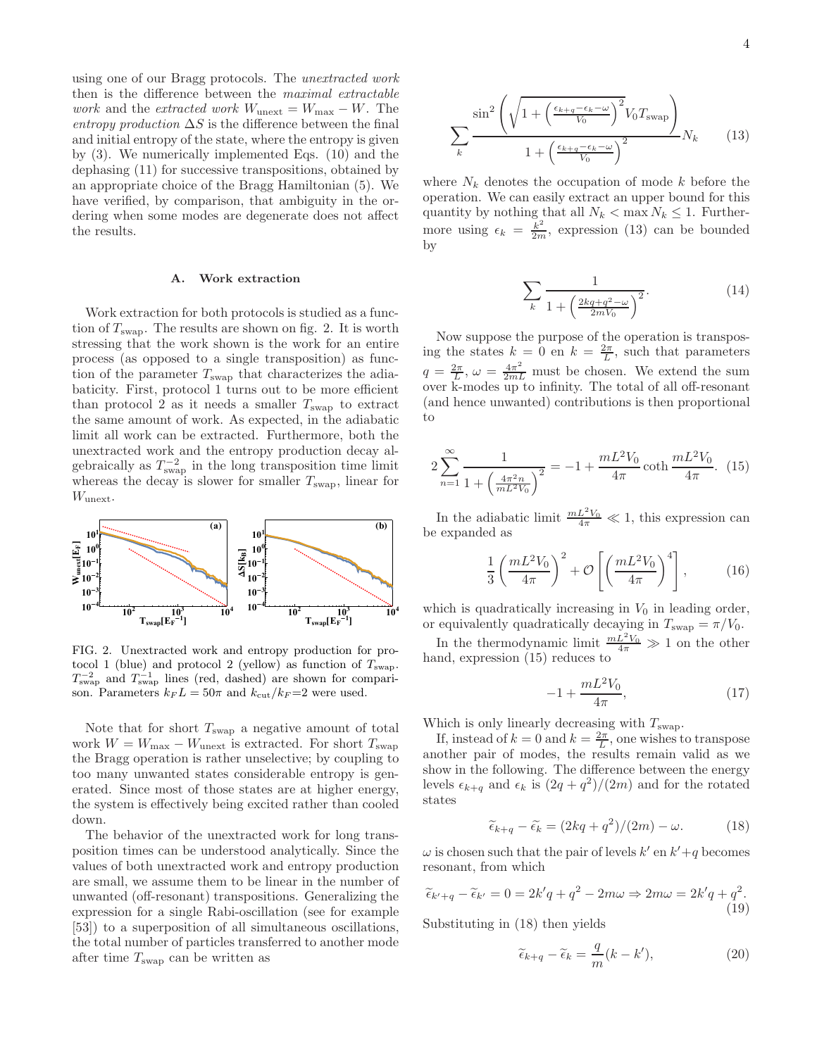using one of our Bragg protocols. The *unextracted work* then is the difference between the *maximal extractable work* and the *extracted work* $W_{\text{unext}} = W_{\max} - W$. The *entropy production* $\Delta S$ is the difference between the final and initial entropy of the state, where the entropy is given by (3). We numerically implemented Eqs. (10) and the dephasing (11) for successive transpositions, obtained by an appropriate choice of the Bragg Hamiltonian (5). We have verified, by comparison, that ambiguity in the ordering when some modes are degenerate does not affect the results.

### A. Work extraction

Work extraction for both protocols is studied as a function of $T_{\text{swap}}$. The results are shown on fig. 2. It is worth stressing that the work shown is the work for an entire process (as opposed to a single transposition) as function of the parameter $T_{\text{swap}}$ that characterizes the adiabaticity. First, protocol 1 turns out to be more efficient than protocol 2 as it needs a smaller $T_{\text{swap}}$ to extract the same amount of work. As expected, in the adiabatic limit all work can be extracted. Furthermore, both the unextracted work and the entropy production decay algebraically as $T_{\text{swap}}^{-2}$ in the long transposition time limit whereas the decay is slower for smaller $T_{\text{swap}}$, linear for $W_{\text{unext}}$.

FIG. 2. Unextracted work and entropy production for protocol 1 (blue) and protocol 2 (yellow) as function of $T_{\text{swap}}$. $T_{\text{swap}}^{-2}$ and $T_{\text{swap}}^{-1}$ lines (red, dashed) are shown for comparison. Parameters $k_F L = 50\pi$ and $k_{\text{cut}}/k_F$=2 were used.

Note that for short $T_{\text{swap}}$ a negative amount of total work $W = W_{\max} - W_{\text{unext}}$ is extracted. For short $T_{\text{swap}}$ the Bragg operation is rather unselective; by coupling to too many unwanted states considerable entropy is generated. Since most of those states are at higher energy, the system is effectively being excited rather than cooled down.

The behavior of the unextracted work for long transposition times can be understood analytically. Since the values of both unextracted work and entropy production are small, we assume them to be linear in the number of unwanted (off-resonant) transpositions. Generalizing the expression for a single Rabi-oscillation (see for example [53]) to a superposition of all simultaneous oscillations, the total number of particles transferred to another mode after time $T_{\text{swap}}$ can be written as

$$\sum_k \frac{\sin^2\left(\sqrt{1+\left(\frac{\epsilon_{k+q}-\epsilon_k-\omega}{V_0}\right)^2}V_0 T_{\text{swap}}\right)}{1+\left(\frac{\epsilon_{k+q}-\epsilon_k-\omega}{V_0}\right)^2} N_k \tag{13}$$

where $N_k$ denotes the occupation of mode $k$ before the operation. We can easily extract an upper bound for this quantity by nothing that all $N_k < \max N_k \leq 1$. Furthermore using $\epsilon_k = \frac{k^2}{2m}$, expression (13) can be bounded by

$$\sum_k \frac{1}{1+\left(\frac{2kq+q^2-\omega}{2mV_0}\right)^2}. \tag{14}$$

Now suppose the purpose of the operation is transposing the states $k = 0$ en $k = \frac{2\pi}{L}$, such that parameters $q = \frac{2\pi}{L}$, $\omega = \frac{4\pi^2}{2mL}$ must be chosen. We extend the sum over k-modes up to infinity. The total of all off-resonant (and hence unwanted) contributions is then proportional to

$$2\sum_{n=1}^{\infty} \frac{1}{1+\left(\frac{4\pi^2 n}{mL^2 V_0}\right)^2} = -1 + \frac{mL^2V_0}{4\pi}\coth\frac{mL^2V_0}{4\pi}. \tag{15}$$

In the adiabatic limit $\frac{mL^2V_0}{4\pi} \ll 1$, this expression can be expanded as

$$\frac{1}{3}\left(\frac{mL^2V_0}{4\pi}\right)^2 + \mathcal{O}\left[\left(\frac{mL^2V_0}{4\pi}\right)^4\right], \tag{16}$$

which is quadratically increasing in $V_0$ in leading order, or equivalently quadratically decaying in $T_{\text{swap}} = \pi/V_0$.

In the thermodynamic limit $\frac{mL^2V_0}{4\pi} \gg 1$ on the other hand, expression (15) reduces to

$$-1 + \frac{mL^2V_0}{4\pi}, \tag{17}$$

Which is only linearly decreasing with $T_{\text{swap}}$.

If, instead of $k = 0$ and $k = \frac{2\pi}{L}$, one wishes to transpose another pair of modes, the results remain valid as we show in the following. The difference between the energy levels $\epsilon_{k+q}$ and $\epsilon_k$ is $(2q+q^2)/(2m)$ and for the rotated states

$$\widetilde{\epsilon}_{k+q} - \widetilde{\epsilon}_k = (2kq+q^2)/(2m) - \omega. \tag{18}$$

$\omega$ is chosen such that the pair of levels $k'$ en $k'+q$ becomes resonant, from which

$$\widetilde{\epsilon}_{k'+q} - \widetilde{\epsilon}_{k'} = 0 = 2k'q + q^2 - 2m\omega \Rightarrow 2m\omega = 2k'q + q^2. \tag{19}$$

Substituting in (18) then yields

$$\widetilde{\epsilon}_{k+q} - \widetilde{\epsilon}_k = \frac{q}{m}(k - k'), \tag{20}$$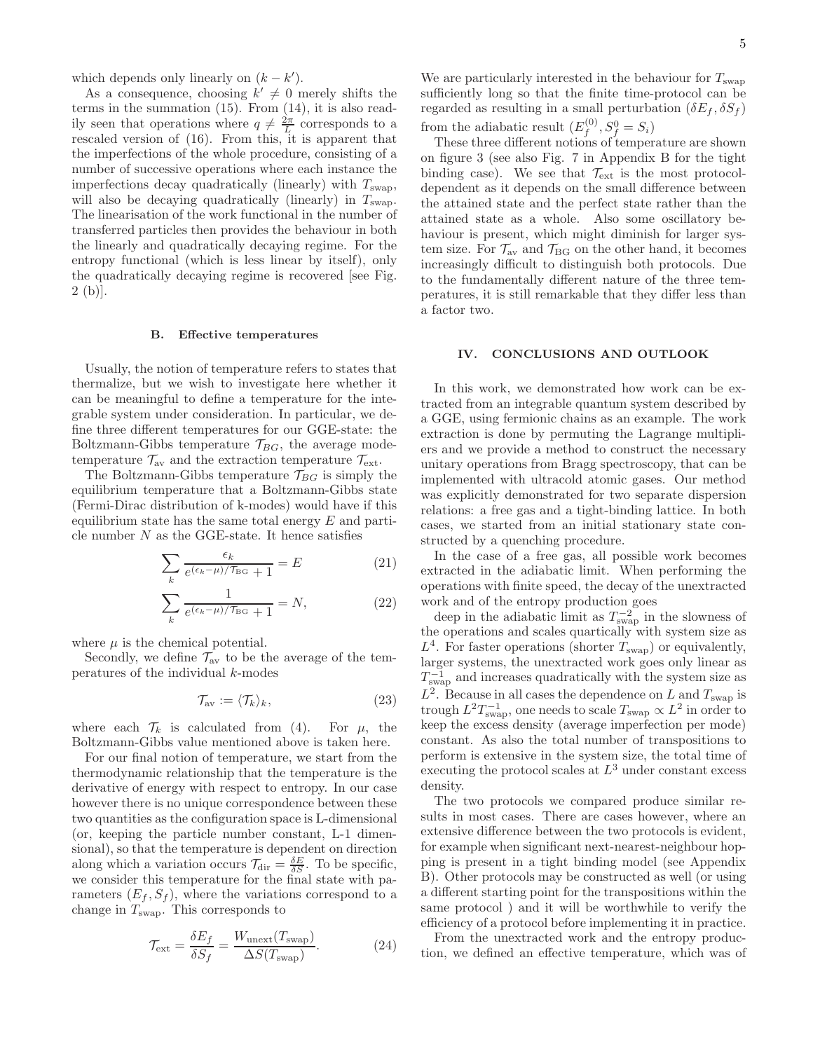which depends only linearly on $(k - k')$.

As a consequence, choosing $k' \neq 0$ merely shifts the terms in the summation (15). From (14), it is also readily seen that operations where $q \neq \frac{2\pi}{L}$ corresponds to a rescaled version of (16). From this, it is apparent that the imperfections of the whole procedure, consisting of a number of successive operations where each instance the imperfections decay quadratically (linearly) with $T_{\rm swap}$, will also be decaying quadratically (linearly) in $T_{\rm swap}$. The linearisation of the work functional in the number of transferred particles then provides the behaviour in both the linearly and quadratically decaying regime. For the entropy functional (which is less linear by itself), only the quadratically decaying regime is recovered [see Fig. 2 (b)].

### B. Effective temperatures

Usually, the notion of temperature refers to states that thermalize, but we wish to investigate here whether it can be meaningful to define a temperature for the integrable system under consideration. In particular, we define three different temperatures for our GGE-state: the Boltzmann-Gibbs temperature $\mathcal{T}_{BG}$, the average mode-temperature $\mathcal{T}_{\rm av}$ and the extraction temperature $\mathcal{T}_{\rm ext}$.

The Boltzmann-Gibbs temperature $\mathcal{T}_{BG}$ is simply the equilibrium temperature that a Boltzmann-Gibbs state (Fermi-Dirac distribution of k-modes) would have if this equilibrium state has the same total energy $E$ and particle number $N$ as the GGE-state. It hence satisfies

$$\sum_k \frac{\epsilon_k}{e^{(\epsilon_k - \mu)/\mathcal{T}_{\rm BG}} + 1} = E \tag{21}$$

$$\sum_k \frac{1}{e^{(\epsilon_k - \mu)/\mathcal{T}_{\rm BG}} + 1} = N, \tag{22}$$

where $\mu$ is the chemical potential.

Secondly, we define $\mathcal{T}_{\rm av}$ to be the average of the temperatures of the individual $k$-modes

$$\mathcal{T}_{\rm av} := \langle \mathcal{T}_k \rangle_k, \tag{23}$$

where each $\mathcal{T}_k$ is calculated from (4). For $\mu$, the Boltzmann-Gibbs value mentioned above is taken here.

For our final notion of temperature, we start from the thermodynamic relationship that the temperature is the derivative of energy with respect to entropy. In our case however there is no unique correspondence between these two quantities as the configuration space is L-dimensional (or, keeping the particle number constant, L-1 dimensional), so that the temperature is dependent on direction along which a variation occurs $\mathcal{T}_{\rm dir} = \frac{\delta E}{\delta S}$. To be specific, we consider this temperature for the final state with parameters $(E_f, S_f)$, where the variations correspond to a change in $T_{\rm swap}$. This corresponds to

$$\mathcal{T}_{\rm ext} = \frac{\delta E_f}{\delta S_f} = \frac{W_{\rm unext}(T_{\rm swap})}{\Delta S(T_{\rm swap})}. \tag{24}$$

We are particularly interested in the behaviour for $T_{\rm swap}$ sufficiently long so that the finite time-protocol can be regarded as resulting in a small perturbation $(\delta E_f, \delta S_f)$ from the adiabatic result $(E_f^{(0)}, S_f^0 = S_i)$

These three different notions of temperature are shown on figure 3 (see also Fig. 7 in Appendix B for the tight binding case). We see that $\mathcal{T}_{\rm ext}$ is the most protocol-dependent as it depends on the small difference between the attained state and the perfect state rather than the attained state as a whole. Also some oscillatory behaviour is present, which might diminish for larger system size. For $\mathcal{T}_{\rm av}$ and $\mathcal{T}_{\rm BG}$ on the other hand, it becomes increasingly difficult to distinguish both protocols. Due to the fundamentally different nature of the three temperatures, it is still remarkable that they differ less than a factor two.

## IV. CONCLUSIONS AND OUTLOOK

In this work, we demonstrated how work can be extracted from an integrable quantum system described by a GGE, using fermionic chains as an example. The work extraction is done by permuting the Lagrange multipliers and we provide a method to construct the necessary unitary operations from Bragg spectroscopy, that can be implemented with ultracold atomic gases. Our method was explicitly demonstrated for two separate dispersion relations: a free gas and a tight-binding lattice. In both cases, we started from an initial stationary state constructed by a quenching procedure.

In the case of a free gas, all possible work becomes extracted in the adiabatic limit. When performing the operations with finite speed, the decay of the unextracted work and of the entropy production goes

deep in the adiabatic limit as $T_{\rm swap}^{-2}$ in the slowness of the operations and scales quartically with system size as $L^4$. For faster operations (shorter $T_{\rm swap}$) or equivalently, larger systems, the unextracted work goes only linear as $T_{\rm swap}^{-1}$ and increases quadratically with the system size as $L^2$. Because in all cases the dependence on $L$ and $T_{\rm swap}$ is trough $L^2 T_{\rm swap}^{-1}$, one needs to scale $T_{\rm swap} \propto L^2$ in order to keep the excess density (average imperfection per mode) constant. As also the total number of transpositions to perform is extensive in the system size, the total time of executing the protocol scales at $L^3$ under constant excess density.

The two protocols we compared produce similar results in most cases. There are cases however, where an extensive difference between the two protocols is evident, for example when significant next-nearest-neighbour hopping is present in a tight binding model (see Appendix B). Other protocols may be constructed as well (or using a different starting point for the transpositions within the same protocol ) and it will be worthwhile to verify the efficiency of a protocol before implementing it in practice.

From the unextracted work and the entropy production, we defined an effective temperature, which was of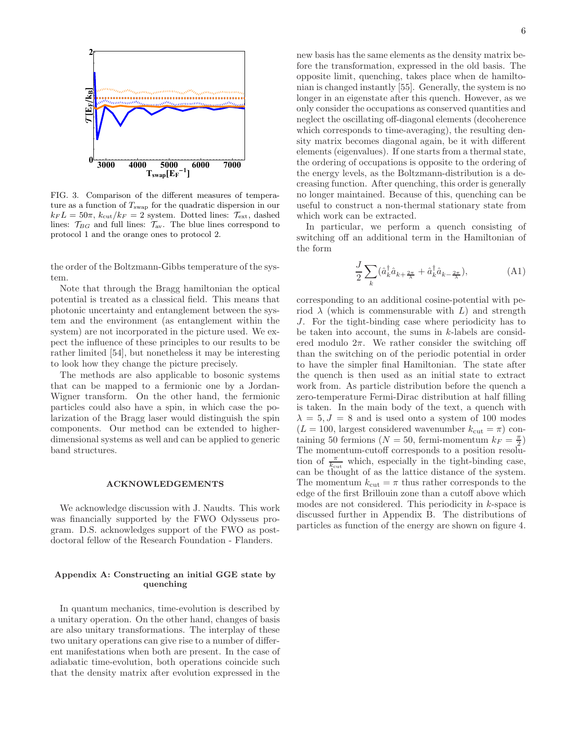FIG. 3. Comparison of the different measures of temperature as a function of $T_{\rm swap}$ for the quadratic dispersion in our $k_F L = 50\pi$, $k_{\rm cut}/k_F = 2$ system. Dotted lines: $\mathcal{T}_{\rm ext}$, dashed lines: $\mathcal{T}_{BG}$ and full lines: $\mathcal{T}_{\rm av}$. The blue lines correspond to protocol 1 and the orange ones to protocol 2.

the order of the Boltzmann-Gibbs temperature of the system.

Note that through the Bragg hamiltonian the optical potential is treated as a classical field. This means that photonic uncertainty and entanglement between the system and the environment (as entanglement within the system) are not incorporated in the picture used. We expect the influence of these principles to our results to be rather limited [54], but nonetheless it may be interesting to look how they change the picture precisely.

The methods are also applicable to bosonic systems that can be mapped to a fermionic one by a Jordan-Wigner transform. On the other hand, the fermionic particles could also have a spin, in which case the polarization of the Bragg laser would distinguish the spin components. Our method can be extended to higher-dimensional systems as well and can be applied to generic band structures.

## ACKNOWLEDGEMENTS

We acknowledge discussion with J. Naudts. This work was financially supported by the FWO Odysseus program. D.S. acknowledges support of the FWO as post-doctoral fellow of the Research Foundation - Flanders.

## Appendix A: Constructing an initial GGE state by quenching

In quantum mechanics, time-evolution is described by a unitary operation. On the other hand, changes of basis are also unitary transformations. The interplay of these two unitary operations can give rise to a number of different manifestations when both are present. In the case of adiabatic time-evolution, both operations coincide such that the density matrix after evolution expressed in the new basis has the same elements as the density matrix before the transformation, expressed in the old basis. The opposite limit, quenching, takes place when de hamiltonian is changed instantly [55]. Generally, the system is no longer in an eigenstate after this quench. However, as we only consider the occupations as conserved quantities and neglect the oscillating off-diagonal elements (decoherence which corresponds to time-averaging), the resulting density matrix becomes diagonal again, be it with different elements (eigenvalues). If one starts from a thermal state, the ordering of occupations is opposite to the ordering of the energy levels, as the Boltzmann-distribution is a decreasing function. After quenching, this order is generally no longer maintained. Because of this, quenching can be useful to construct a non-thermal stationary state from which work can be extracted.

In particular, we perform a quench consisting of switching off an additional term in the Hamiltonian of the form

$$\frac{J}{2}\sum_k (\hat{a}_k^\dagger \hat{a}_{k+\frac{2\pi}{\lambda}} + \hat{a}_k^\dagger \hat{a}_{k-\frac{2\pi}{\lambda}}), \tag{A1}$$

corresponding to an additional cosine-potential with period $\lambda$ (which is commensurable with $L$) and strength $J$. For the tight-binding case where periodicity has to be taken into account, the sums in $k$-labels are considered modulo $2\pi$. We rather consider the switching off than the switching on of the periodic potential in order to have the simpler final Hamiltonian. The state after the quench is then used as an initial state to extract work from. As particle distribution before the quench a zero-temperature Fermi-Dirac distribution at half filling is taken. In the main body of the text, a quench with $\lambda = 5, J = 8$ and is used onto a system of 100 modes ($L = 100$, largest considered wavenumber $k_{\rm cut} = \pi$) containing 50 fermions ($N = 50$, fermi-momentum $k_F = \frac{\pi}{2}$) The momentum-cutoff corresponds to a position resolution of $\frac{\pi}{k_{\rm cut}}$ which, especially in the tight-binding case, can be thought of as the lattice distance of the system. The momentum $k_{\rm cut} = \pi$ thus rather corresponds to the edge of the first Brillouin zone than a cutoff above which modes are not considered. This periodicity in $k$-space is discussed further in Appendix B. The distributions of particles as function of the energy are shown on figure 4.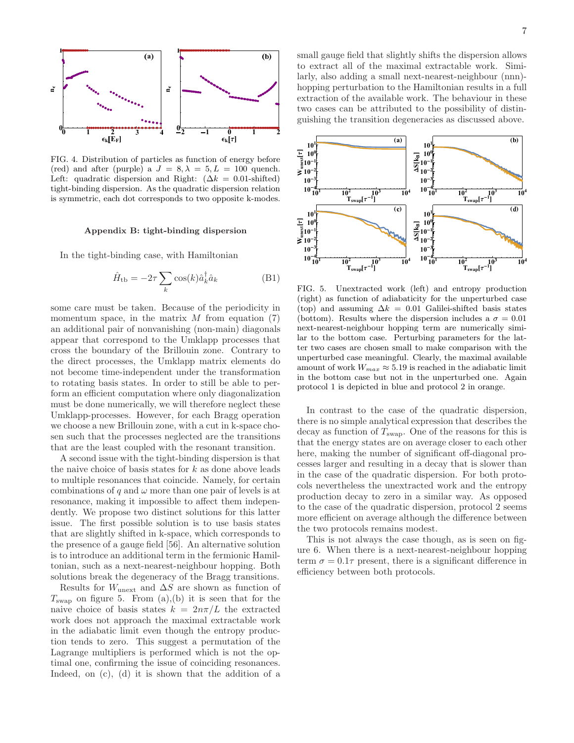FIG. 4. Distribution of particles as function of energy before (red) and after (purple) a $J = 8, \lambda = 5, L = 100$ quench. Left: quadratic dispersion and Right: ($\Delta k = 0.01$-shifted) tight-binding dispersion. As the quadratic dispersion relation is symmetric, each dot corresponds to two opposite k-modes.

### Appendix B: tight-binding dispersion

In the tight-binding case, with Hamiltonian

$$\hat{H}_{\rm tb} = -2\tau \sum_k \cos(k)\hat{a}_k^\dagger \hat{a}_k \tag{B1}$$

some care must be taken. Because of the periodicity in momentum space, in the matrix $M$ from equation (7) an additional pair of nonvanishing (non-main) diagonals appear that correspond to the Umklapp processes that cross the boundary of the Brillouin zone. Contrary to the direct processes, the Umklapp matrix elements do not become time-independent under the transformation to rotating basis states. In order to still be able to perform an efficient computation where only diagonalization must be done numerically, we will therefore neglect these Umklapp-processes. However, for each Bragg operation we choose a new Brillouin zone, with a cut in k-space chosen such that the processes neglected are the transitions that are the least coupled with the resonant transition.

A second issue with the tight-binding dispersion is that the naive choice of basis states for $k$ as done above leads to multiple resonances that coincide. Namely, for certain combinations of $q$ and $\omega$ more than one pair of levels is at resonance, making it impossible to affect them independently. We propose two distinct solutions for this latter issue. The first possible solution is to use basis states that are slightly shifted in k-space, which corresponds to the presence of a gauge field [56]. An alternative solution is to introduce an additional term in the fermionic Hamiltonian, such as a next-nearest-neighbour hopping. Both solutions break the degeneracy of the Bragg transitions.

Results for $W_{\rm unext}$ and $\Delta S$ are shown as function of $T_{\rm swap}$ on figure 5. From (a),(b) it is seen that for the naive choice of basis states $k = 2n\pi/L$ the extracted work does not approach the maximal extractable work in the adiabatic limit even though the entropy production tends to zero. This suggest a permutation of the Lagrange multipliers is performed which is not the optimal one, confirming the issue of coinciding resonances. Indeed, on (c), (d) it is shown that the addition of a small gauge field that slightly shifts the dispersion allows to extract all of the maximal extractable work. Similarly, also adding a small next-nearest-neighbour (nnn)-hopping perturbation to the Hamiltonian results in a full extraction of the available work. The behaviour in these two cases can be attributed to the possibility of distinguishing the transition degeneracies as discussed above.

FIG. 5. Unextracted work (left) and entropy production (right) as function of adiabaticity for the unperturbed case (top) and assuming $\Delta k = 0.01$ Galilei-shifted basis states (bottom). Results where the dispersion includes a $\sigma = 0.01$ next-nearest-neighbour hopping term are numerically similar to the bottom case. Perturbing parameters for the latter two cases are chosen small to make comparison with the unperturbed case meaningful. Clearly, the maximal available amount of work $W_{max} \approx 5.19$ is reached in the adiabatic limit in the bottom case but not in the unperturbed one. Again protocol 1 is depicted in blue and protocol 2 in orange.

In contrast to the case of the quadratic dispersion, there is no simple analytical expression that describes the decay as function of $T_{\rm swap}$. One of the reasons for this is that the energy states are on average closer to each other here, making the number of significant off-diagonal processes larger and resulting in a decay that is slower than in the case of the quadratic dispersion. For both protocols nevertheless the unextracted work and the entropy production decay to zero in a similar way. As opposed to the case of the quadratic dispersion, protocol 2 seems more efficient on average although the difference between the two protocols remains modest.

This is not always the case though, as is seen on figure 6. When there is a next-nearest-neighbour hopping term $\sigma = 0.1\tau$ present, there is a significant difference in efficiency between both protocols.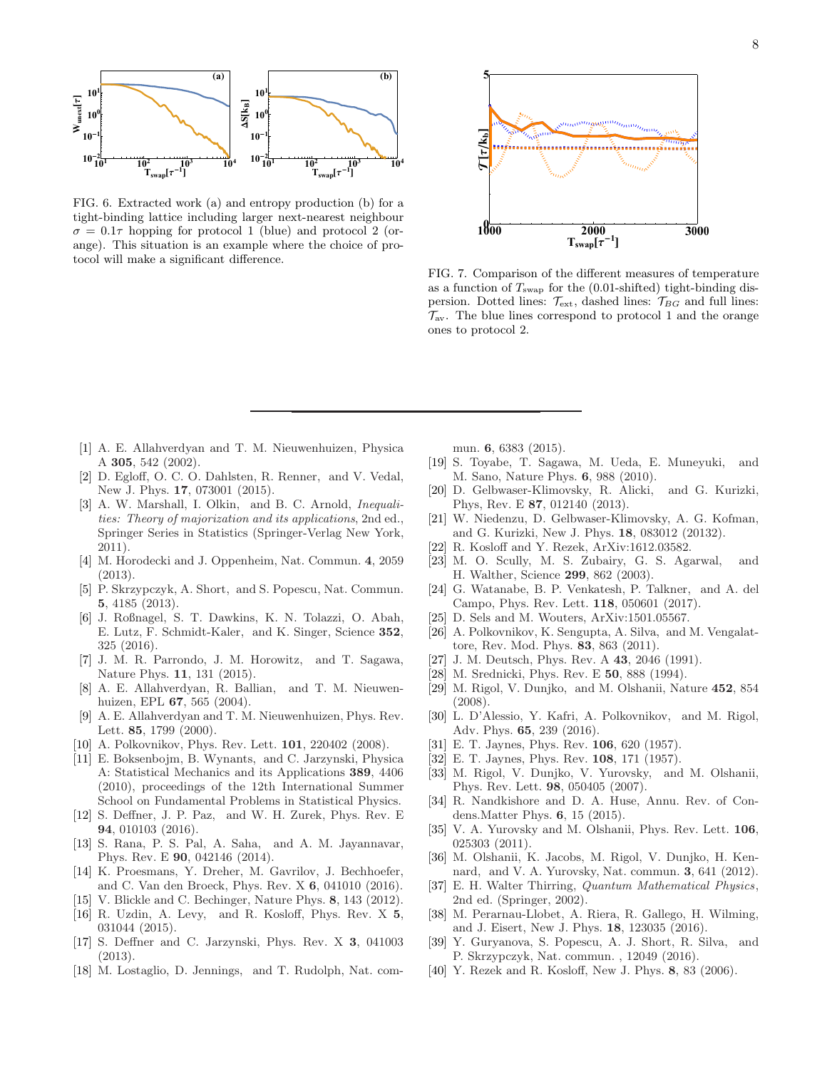FIG. 6. Extracted work (a) and entropy production (b) for a tight-binding lattice including larger next-nearest neighbour $\sigma = 0.1\tau$ hopping for protocol 1 (blue) and protocol 2 (orange). This situation is an example where the choice of protocol will make a significant difference.

FIG. 7. Comparison of the different measures of temperature as a function of $T_{\text{swap}}$ for the (0.01-shifted) tight-binding dispersion. Dotted lines: $\mathcal{T}_{\text{ext}}$, dashed lines: $\mathcal{T}_{BG}$ and full lines: $\mathcal{T}_{\text{av}}$. The blue lines correspond to protocol 1 and the orange ones to protocol 2.

---

[1] A. E. Allahverdyan and T. M. Nieuwenhuizen, Physica A **305**, 542 (2002).

[2] D. Egloff, O. C. O. Dahlsten, R. Renner, and V. Vedal, New J. Phys. **17**, 073001 (2015).

[3] A. W. Marshall, I. Olkin, and B. C. Arnold, *Inequalities: Theory of majorization and its applications*, 2nd ed., Springer Series in Statistics (Springer-Verlag New York, 2011).

[4] M. Horodecki and J. Oppenheim, Nat. Commun. **4**, 2059 (2013).

[5] P. Skrzypczyk, A. Short, and S. Popescu, Nat. Commun. **5**, 4185 (2013).

[6] J. Roßnagel, S. T. Dawkins, K. N. Tolazzi, O. Abah, E. Lutz, F. Schmidt-Kaler, and K. Singer, Science **352**, 325 (2016).

[7] J. M. R. Parrondo, J. M. Horowitz, and T. Sagawa, Nature Phys. **11**, 131 (2015).

[8] A. E. Allahverdyan, R. Ballian, and T. M. Nieuwenhuizen, EPL **67**, 565 (2004).

[9] A. E. Allahverdyan and T. M. Nieuwenhuizen, Phys. Rev. Lett. **85**, 1799 (2000).

[10] A. Polkovnikov, Phys. Rev. Lett. **101**, 220402 (2008).

[11] E. Boksenbojm, B. Wynants, and C. Jarzynski, Physica A: Statistical Mechanics and its Applications **389**, 4406 (2010), proceedings of the 12th International Summer School on Fundamental Problems in Statistical Physics.

[12] S. Deffner, J. P. Paz, and W. H. Zurek, Phys. Rev. E **94**, 010103 (2016).

[13] S. Rana, P. S. Pal, A. Saha, and A. M. Jayannavar, Phys. Rev. E **90**, 042146 (2014).

[14] K. Proesmans, Y. Dreher, M. Gavrilov, J. Bechhoefer, and C. Van den Broeck, Phys. Rev. X **6**, 041010 (2016).

[15] V. Blickle and C. Bechinger, Nature Phys. **8**, 143 (2012).

[16] R. Uzdin, A. Levy, and R. Kosloff, Phys. Rev. X **5**, 031044 (2015).

[17] S. Deffner and C. Jarzynski, Phys. Rev. X **3**, 041003 (2013).

[18] M. Lostaglio, D. Jennings, and T. Rudolph, Nat. commun. **6**, 6383 (2015).

[19] S. Toyabe, T. Sagawa, M. Ueda, E. Muneyuki, and M. Sano, Nature Phys. **6**, 988 (2010).

[20] D. Gelbwaser-Klimovsky, R. Alicki, and G. Kurizki, Phys. Rev. E **87**, 012140 (2013).

[21] W. Niedenzu, D. Gelbwaser-Klimovsky, A. G. Kofman, and G. Kurizki, New J. Phys. **18**, 083012 (20132).

[22] R. Kosloff and Y. Rezek, ArXiv:1612.03582.

[23] M. O. Scully, M. S. Zubairy, G. S. Agarwal, and H. Walther, Science **299**, 862 (2003).

[24] G. Watanabe, B. P. Venkatesh, P. Talkner, and A. del Campo, Phys. Rev. Lett. **118**, 050601 (2017).

[25] D. Sels and M. Wouters, ArXiv:1501.05567.

[26] A. Polkovnikov, K. Sengupta, A. Silva, and M. Vengalattore, Rev. Mod. Phys. **83**, 863 (2011).

[27] J. M. Deutsch, Phys. Rev. A **43**, 2046 (1991).

[28] M. Srednicki, Phys. Rev. E **50**, 888 (1994).

[29] M. Rigol, V. Dunjko, and M. Olshanii, Nature **452**, 854 (2008).

[30] L. D'Alessio, Y. Kafri, A. Polkovnikov, and M. Rigol, Adv. Phys. **65**, 239 (2016).

[31] E. T. Jaynes, Phys. Rev. **106**, 620 (1957).

[32] E. T. Jaynes, Phys. Rev. **108**, 171 (1957).

[33] M. Rigol, V. Dunjko, V. Yurovsky, and M. Olshanii, Phys. Rev. Lett. **98**, 050405 (2007).

[34] R. Nandkishore and D. A. Huse, Annu. Rev. of Condens.Matter Phys. **6**, 15 (2015).

[35] V. A. Yurovsky and M. Olshanii, Phys. Rev. Lett. **106**, 025303 (2011).

[36] M. Olshanii, K. Jacobs, M. Rigol, V. Dunjko, H. Kennard, and V. A. Yurovsky, Nat. commun. **3**, 641 (2012).

[37] E. H. Walter Thirring, *Quantum Mathematical Physics*, 2nd ed. (Springer, 2002).

[38] M. Perarnau-Llobet, A. Riera, R. Gallego, H. Wilming, and J. Eisert, New J. Phys. **18**, 123035 (2016).

[39] Y. Guryanova, S. Popescu, A. J. Short, R. Silva, and P. Skrzypczyk, Nat. commun. , 12049 (2016).

[40] Y. Rezek and R. Kosloff, New J. Phys. **8**, 83 (2006).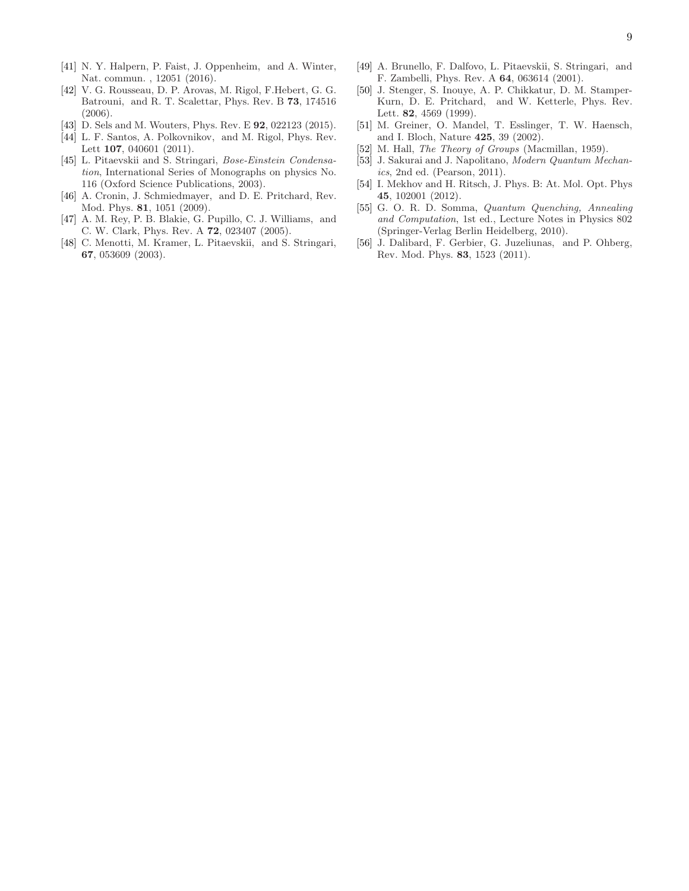[41] N. Y. Halpern, P. Faist, J. Oppenheim, and A. Winter, Nat. commun. , 12051 (2016).

[42] V. G. Rousseau, D. P. Arovas, M. Rigol, F.Hebert, G. G. Batrouni, and R. T. Scalettar, Phys. Rev. B **73**, 174516 (2006).

[43] D. Sels and M. Wouters, Phys. Rev. E **92**, 022123 (2015).

[44] L. F. Santos, A. Polkovnikov, and M. Rigol, Phys. Rev. Lett **107**, 040601 (2011).

[45] L. Pitaevskii and S. Stringari, *Bose-Einstein Condensation*, International Series of Monographs on physics No. 116 (Oxford Science Publications, 2003).

[46] A. Cronin, J. Schmiedmayer, and D. E. Pritchard, Rev. Mod. Phys. **81**, 1051 (2009).

[47] A. M. Rey, P. B. Blakie, G. Pupillo, C. J. Williams, and C. W. Clark, Phys. Rev. A **72**, 023407 (2005).

[48] C. Menotti, M. Kramer, L. Pitaevskii, and S. Stringari, **67**, 053609 (2003).

[49] A. Brunello, F. Dalfovo, L. Pitaevskii, S. Stringari, and F. Zambelli, Phys. Rev. A **64**, 063614 (2001).

[50] J. Stenger, S. Inouye, A. P. Chikkatur, D. M. Stamper-Kurn, D. E. Pritchard, and W. Ketterle, Phys. Rev. Lett. **82**, 4569 (1999).

[51] M. Greiner, O. Mandel, T. Esslinger, T. W. Haensch, and I. Bloch, Nature **425**, 39 (2002).

[52] M. Hall, *The Theory of Groups* (Macmillan, 1959).

[53] J. Sakurai and J. Napolitano, *Modern Quantum Mechanics*, 2nd ed. (Pearson, 2011).

[54] I. Mekhov and H. Ritsch, J. Phys. B: At. Mol. Opt. Phys **45**, 102001 (2012).

[55] G. O. R. D. Somma, *Quantum Quenching, Annealing and Computation*, 1st ed., Lecture Notes in Physics 802 (Springer-Verlag Berlin Heidelberg, 2010).

[56] J. Dalibard, F. Gerbier, G. Juzeliunas, and P. Ohberg, Rev. Mod. Phys. **83**, 1523 (2011).